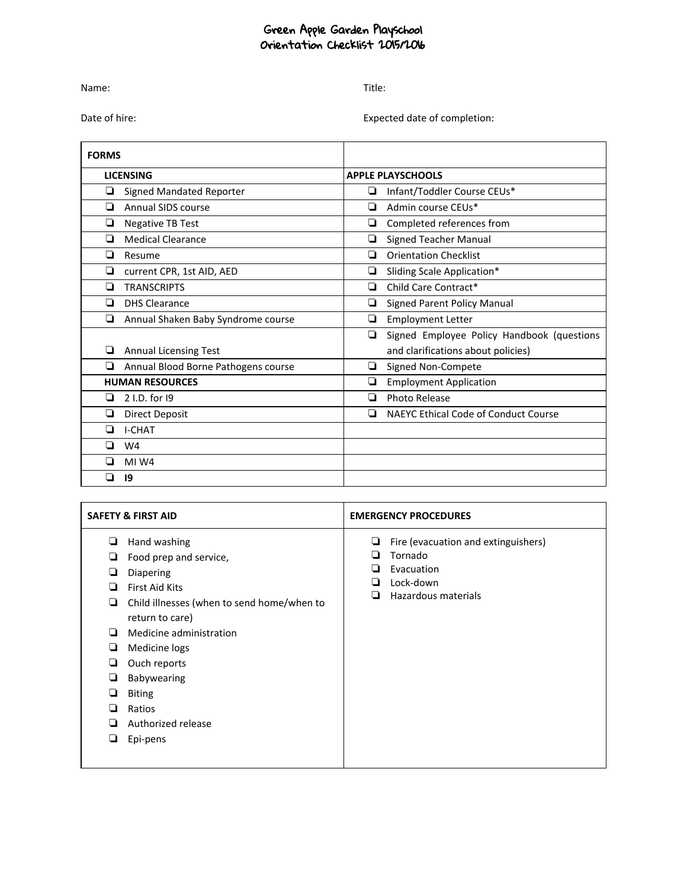# Green Apple Garden Playschool
## Orientation Checklist 2015/2016

Name: Title:

Date of hire: Expected date of completion:

| FORMS | |
|---|---|
| **LICENSING** | **APPLE PLAYSCHOOLS** |
| ❏ Signed Mandated Reporter | ❏ Infant/Toddler Course CEUs* |
| ❏ Annual SIDS course | ❏ Admin course CEUs* |
| ❏ Negative TB Test | ❏ Completed references from |
| ❏ Medical Clearance | ❏ Signed Teacher Manual |
| ❏ Resume | ❏ Orientation Checklist |
| ❏ current CPR, 1st AID, AED | ❏ Sliding Scale Application* |
| ❏ TRANSCRIPTS | ❏ Child Care Contract* |
| ❏ DHS Clearance | ❏ Signed Parent Policy Manual |
| ❏ Annual Shaken Baby Syndrome course | ❏ Employment Letter |
| ❏ Annual Licensing Test | ❏ Signed Employee Policy Handbook (questions and clarifications about policies) |
| ❏ Annual Blood Borne Pathogens course | ❏ Signed Non-Compete |
| **HUMAN RESOURCES** | ❏ Employment Application |
| ❏ 2 I.D. for I9 | ❏ Photo Release |
| ❏ Direct Deposit | ❏ NAEYC Ethical Code of Conduct Course |
| ❏ I-CHAT | |
| ❏ W4 | |
| ❏ MI W4 | |
| ❏ **I9** | |

| SAFETY & FIRST AID | EMERGENCY PROCEDURES |
|---|---|
| ❏ Hand washing<br>❏ Food prep and service,<br>❏ Diapering<br>❏ First Aid Kits<br>❏ Child illnesses (when to send home/when to return to care)<br>❏ Medicine administration<br>❏ Medicine logs<br>❏ Ouch reports<br>❏ Babywearing<br>❏ Biting<br>❏ Ratios<br>❏ Authorized release<br>❏ Epi-pens | ❏ Fire (evacuation and extinguishers)<br>❏ Tornado<br>❏ Evacuation<br>❏ Lock-down<br>❏ Hazardous materials |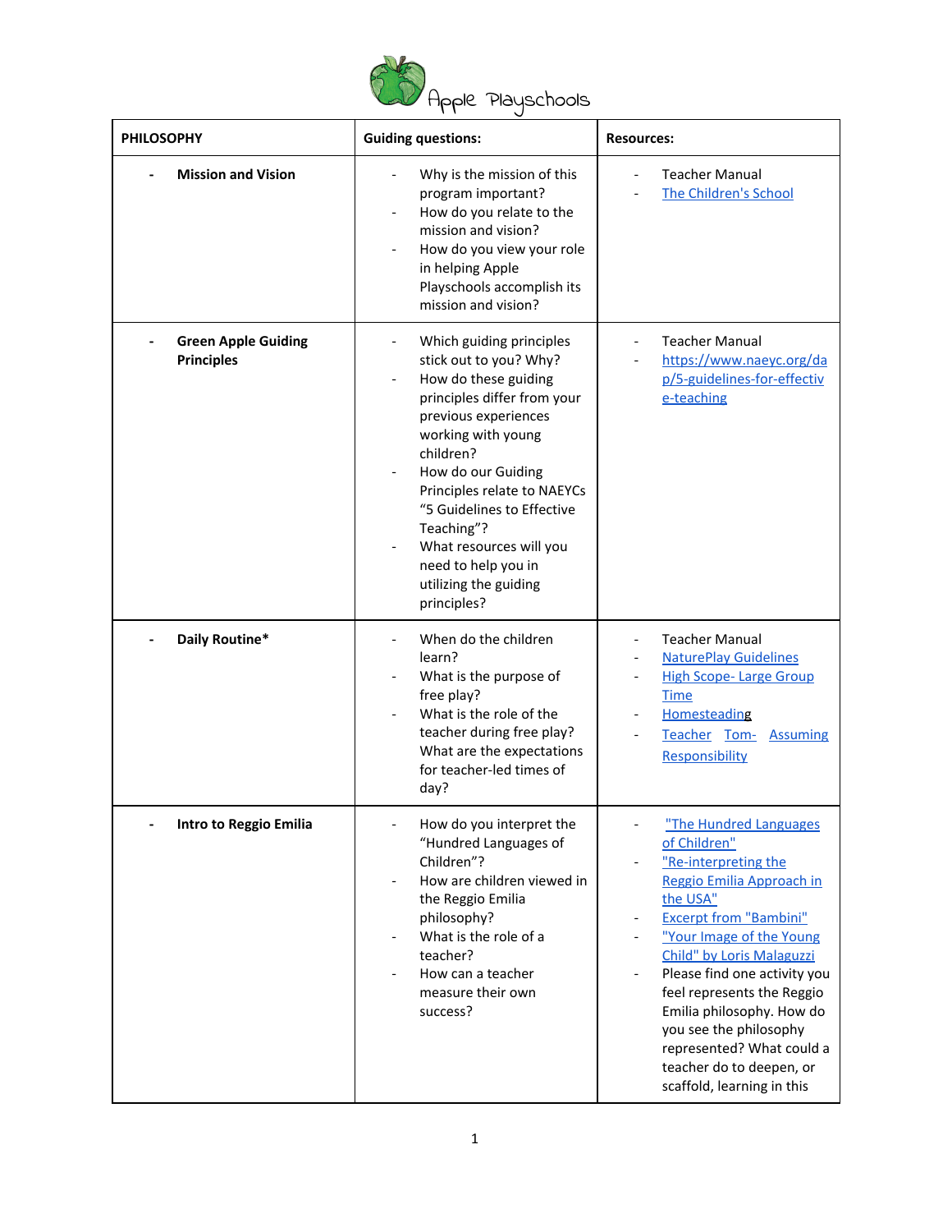Apple Playschools

| PHILOSOPHY | Guiding questions: | Resources: |
| --- | --- | --- |
| - **Mission and Vision** | - Why is the mission of this program important?<br>- How do you relate to the mission and vision?<br>- How do you view your role in helping Apple Playschools accomplish its mission and vision? | - Teacher Manual<br>- The Children's School |
| - **Green Apple Guiding Principles** | - Which guiding principles stick out to you? Why?<br>- How do these guiding principles differ from your previous experiences working with young children?<br>- How do our Guiding Principles relate to NAEYCs "5 Guidelines to Effective Teaching"?<br>- What resources will you need to help you in utilizing the guiding principles? | - Teacher Manual<br>- https://www.naeyc.org/dap/5-guidelines-for-effective-teaching |
| - **Daily Routine*** | - When do the children learn?<br>- What is the purpose of free play?<br>- What is the role of the teacher during free play? What are the expectations for teacher-led times of day? | - Teacher Manual<br>- NaturePlay Guidelines<br>- High Scope- Large Group Time<br>- Homesteading<br>- Teacher Tom- Assuming Responsibility |
| - **Intro to Reggio Emilia** | - How do you interpret the "Hundred Languages of Children"?<br>- How are children viewed in the Reggio Emilia philosophy?<br>- What is the role of a teacher?<br>- How can a teacher measure their own success? | - "The Hundred Languages of Children"<br>- "Re-interpreting the Reggio Emilia Approach in the USA"<br>- Excerpt from "Bambini"<br>- "Your Image of the Young Child" by Loris Malaguzzi<br>- Please find one activity you feel represents the Reggio Emilia philosophy. How do you see the philosophy represented? What could a teacher do to deepen, or scaffold, learning in this |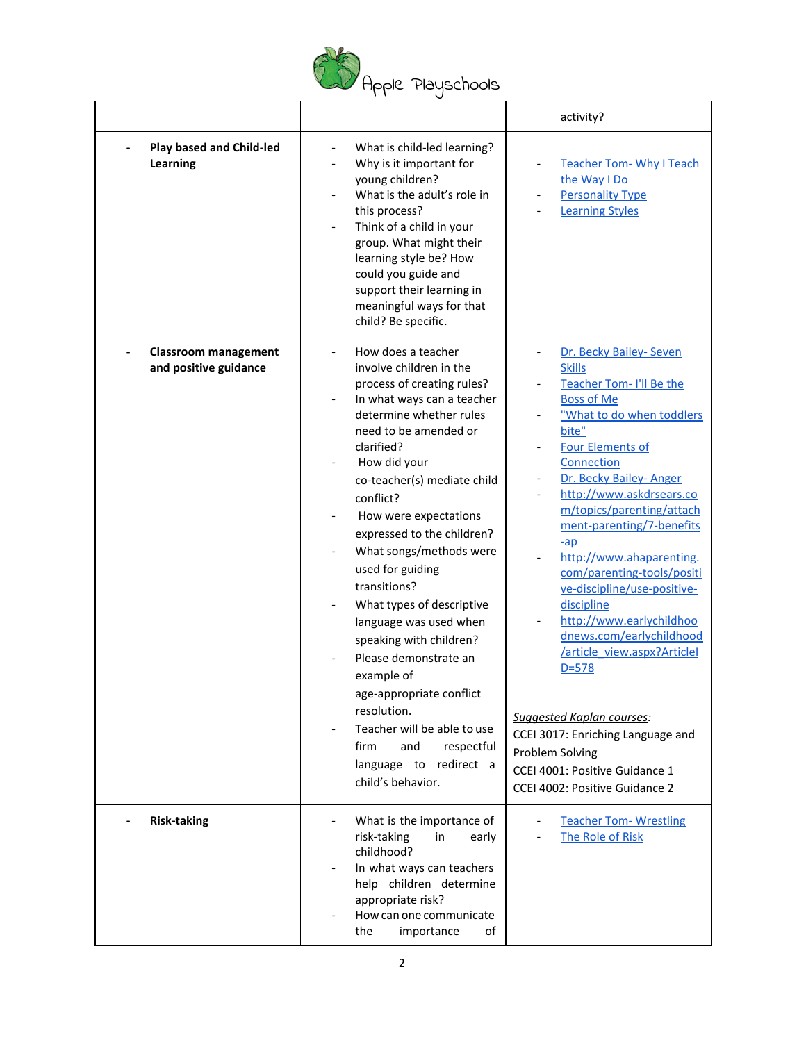| | | activity? |
|---|---|---|
| - **Play based and Child-led Learning** | - What is child-led learning?<br>- Why is it important for young children?<br>- What is the adult's role in this process?<br>- Think of a child in your group. What might their learning style be? How could you guide and support their learning in meaningful ways for that child? Be specific. | - Teacher Tom- Why I Teach the Way I Do<br>- Personality Type<br>- Learning Styles |
| - **Classroom management and positive guidance** | - How does a teacher involve children in the process of creating rules?<br>- In what ways can a teacher determine whether rules need to be amended or clarified?<br>- How did your co-teacher(s) mediate child conflict?<br>- How were expectations expressed to the children?<br>- What songs/methods were used for guiding transitions?<br>- What types of descriptive language was used when speaking with children?<br>- Please demonstrate an example of age-appropriate conflict resolution.<br>- Teacher will be able to use firm and respectful language to redirect a child's behavior. | - Dr. Becky Bailey- Seven Skills<br>- Teacher Tom- I'll Be the Boss of Me<br>- "What to do when toddlers bite"<br>- Four Elements of Connection<br>- Dr. Becky Bailey- Anger<br>- http://www.askdrsears.com/topics/parenting/attachment-parenting/7-benefits-ap<br>- http://www.ahaparenting.com/parenting-tools/positive-discipline/use-positive-discipline<br>- http://www.earlychildhoodnews.com/earlychildhood/article_view.aspx?ArticleID=578<br><br>*Suggested Kaplan courses:*<br>CCEI 3017: Enriching Language and Problem Solving<br>CCEI 4001: Positive Guidance 1<br>CCEI 4002: Positive Guidance 2 |
| - **Risk-taking** | - What is the importance of risk-taking in early childhood?<br>- In what ways can teachers help children determine appropriate risk?<br>- How can one communicate the importance of | - Teacher Tom- Wrestling<br>- The Role of Risk |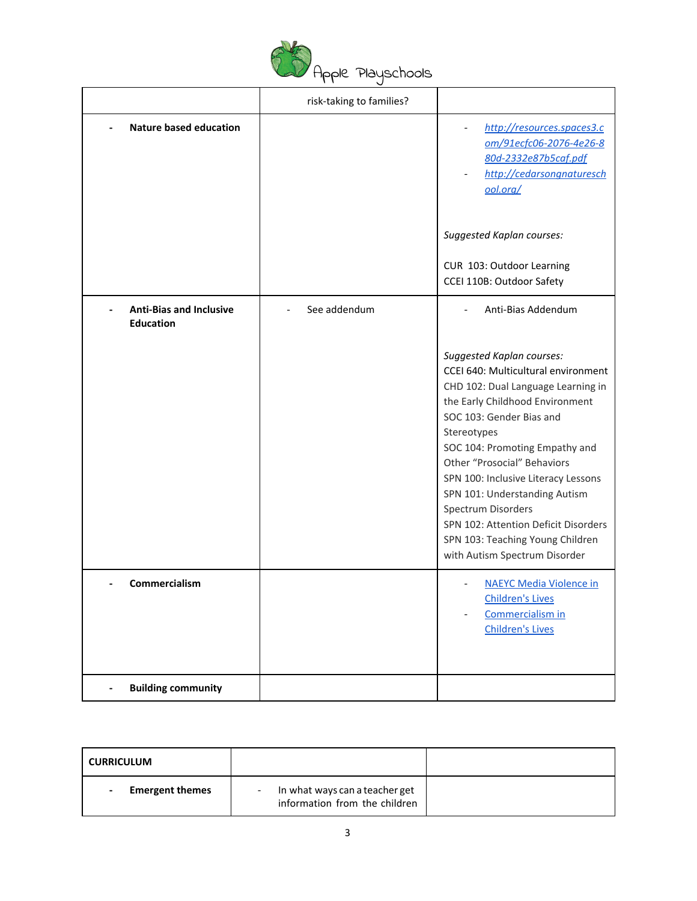| | risk-taking to families? | |
|---|---|---|
| - **Nature based education** | | - [http://resources.spaces3.com/91ecfc06-2076-4e26-880d-2332e87b5caf.pdf](http://resources.spaces3.com/91ecfc06-2076-4e26-880d-2332e87b5caf.pdf)<br>- [http://cedarsongnatureschool.org/](http://cedarsongnatureschool.org/)<br><br>*Suggested Kaplan courses:*<br><br>CUR 103: Outdoor Learning<br>CCEI 110B: Outdoor Safety |
| - **Anti-Bias and Inclusive Education** | - See addendum | - Anti-Bias Addendum<br><br>*Suggested Kaplan courses:*<br>CCEI 640: Multicultural environment<br>CHD 102: Dual Language Learning in the Early Childhood Environment<br>SOC 103: Gender Bias and Stereotypes<br>SOC 104: Promoting Empathy and Other "Prosocial" Behaviors<br>SPN 100: Inclusive Literacy Lessons<br>SPN 101: Understanding Autism Spectrum Disorders<br>SPN 102: Attention Deficit Disorders<br>SPN 103: Teaching Young Children with Autism Spectrum Disorder |
| - **Commercialism** | | - NAEYC Media Violence in Children's Lives<br>- Commercialism in Children's Lives |
| - **Building community** | | |

| **CURRICULUM** | | |
|---|---|---|
| - **Emergent themes** | - In what ways can a teacher get information from the children | |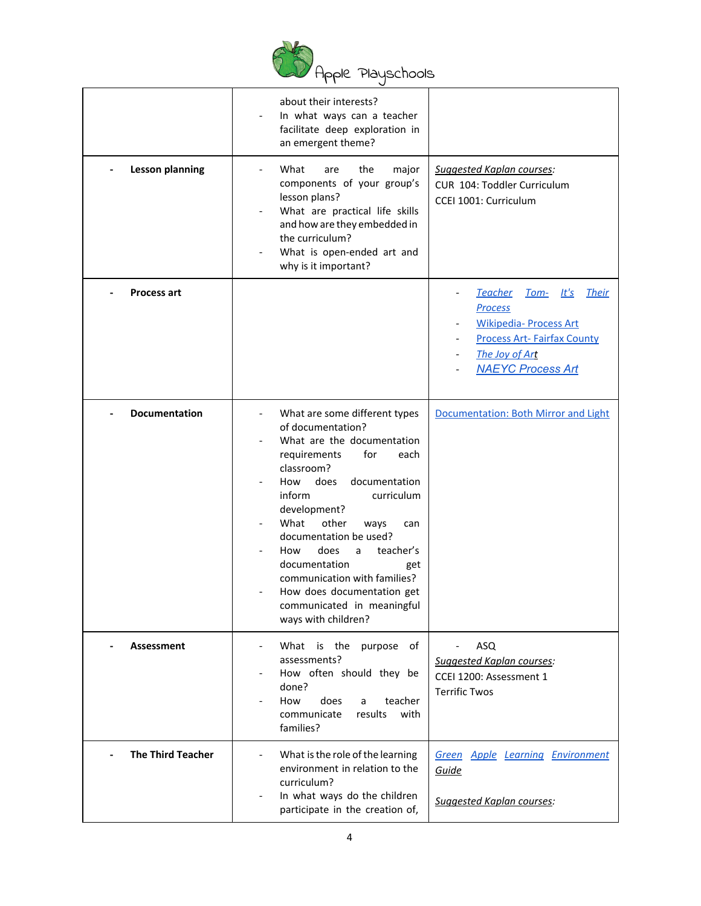| | | |
|---|---|---|
| | about their interests?<br>- In what ways can a teacher facilitate deep exploration in an emergent theme? | |
| - **Lesson planning** | - What are the major components of your group's lesson plans?<br>- What are practical life skills and how are they embedded in the curriculum?<br>- What is open-ended art and why is it important? | *Suggested Kaplan courses:*<br>CUR 104: Toddler Curriculum<br>CCEI 1001: Curriculum |
| - **Process art** | | - *Teacher Tom- It's Their Process*<br>- Wikipedia- Process Art<br>- Process Art- Fairfax County<br>- *The Joy of Art*<br>- *NAEYC Process Art* |
| - **Documentation** | - What are some different types of documentation?<br>- What are the documentation requirements for each classroom?<br>- How does documentation inform curriculum development?<br>- What other ways can documentation be used?<br>- How does a teacher's documentation get communication with families?<br>- How does documentation get communicated in meaningful ways with children? | Documentation: Both Mirror and Light |
| - **Assessment** | - What is the purpose of assessments?<br>- How often should they be done?<br>- How does a teacher communicate results with families? | - ASQ<br>*Suggested Kaplan courses:*<br>CCEI 1200: Assessment 1<br>Terrific Twos |
| - **The Third Teacher** | - What is the role of the learning environment in relation to the curriculum?<br>- In what ways do the children participate in the creation of, | *Green Apple Learning Environment Guide*<br><br>*Suggested Kaplan courses:* |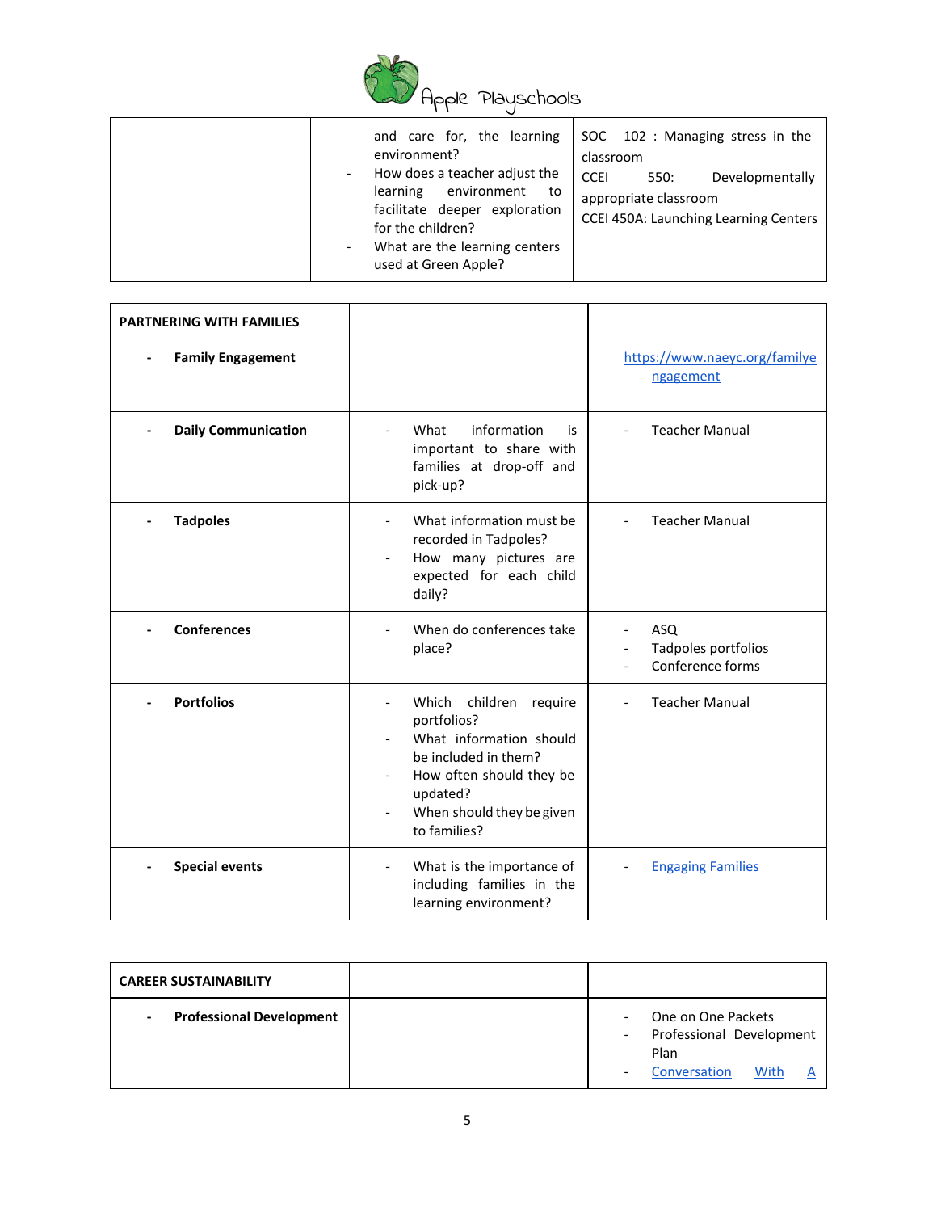| | | |
|---|---|---|
| | and care for, the learning environment?<br>- How does a teacher adjust the learning environment to facilitate deeper exploration for the children?<br>- What are the learning centers used at Green Apple? | SOC 102 : Managing stress in the classroom<br>CCEI 550: Developmentally appropriate classroom<br>CCEI 450A: Launching Learning Centers |

| **PARTNERING WITH FAMILIES** | | |
|---|---|---|
| - **Family Engagement** | | https://www.naeyc.org/familyengagement |
| - **Daily Communication** | - What information is important to share with families at drop-off and pick-up? | - Teacher Manual |
| - **Tadpoles** | - What information must be recorded in Tadpoles?<br>- How many pictures are expected for each child daily? | - Teacher Manual |
| - **Conferences** | - When do conferences take place? | - ASQ<br>- Tadpoles portfolios<br>- Conference forms |
| - **Portfolios** | - Which children require portfolios?<br>- What information should be included in them?<br>- How often should they be updated?<br>- When should they be given to families? | - Teacher Manual |
| - **Special events** | - What is the importance of including families in the learning environment? | - Engaging Families |

| **CAREER SUSTAINABILITY** | | |
|---|---|---|
| - **Professional Development** | | - One on One Packets<br>- Professional Development Plan<br>- Conversation With A |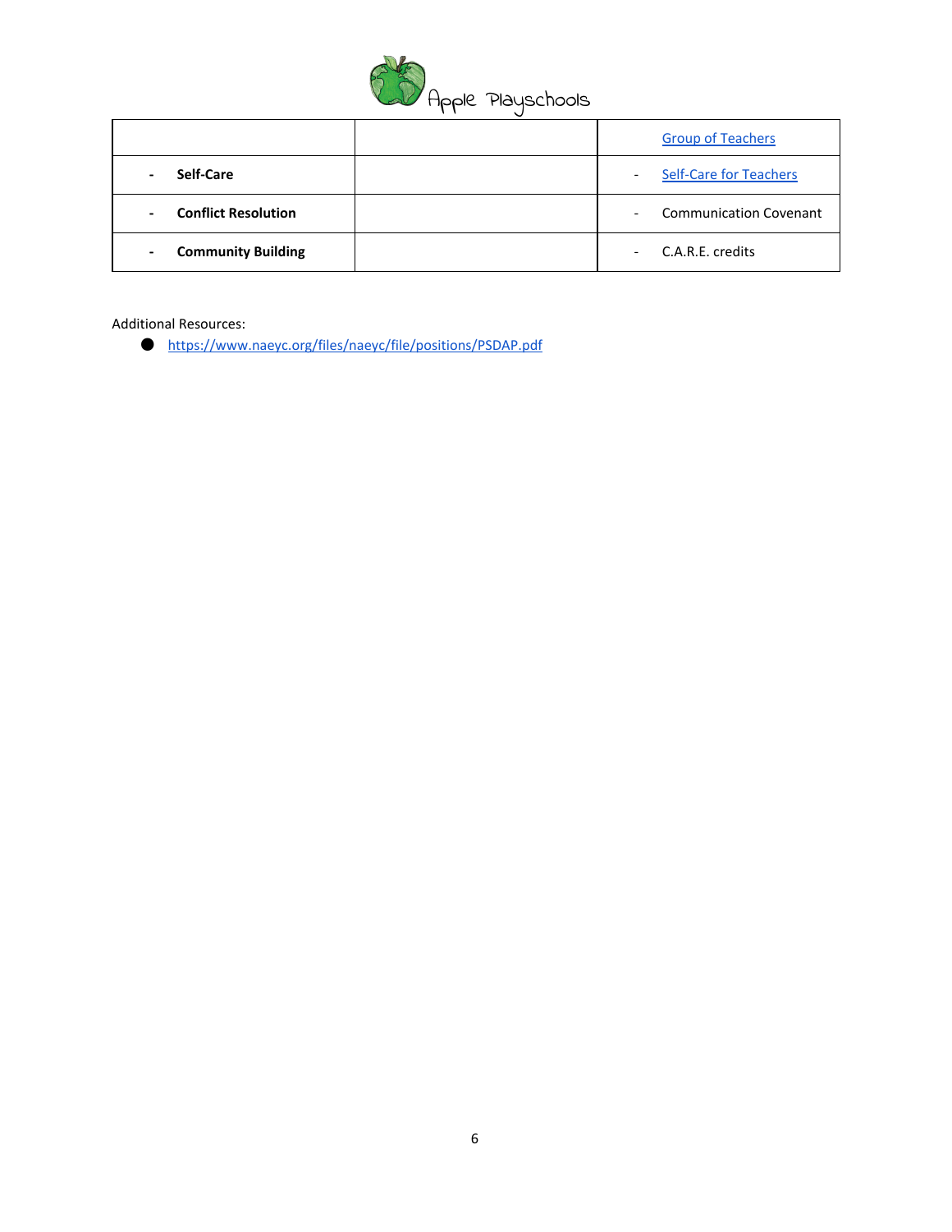| | | |
|---|---|---|
| | | Group of Teachers |
| - **Self-Care** | | - Self-Care for Teachers |
| - **Conflict Resolution** | | - Communication Covenant |
| - **Community Building** | | - C.A.R.E. credits |

Additional Resources:

- https://www.naeyc.org/files/naeyc/file/positions/PSDAP.pdf